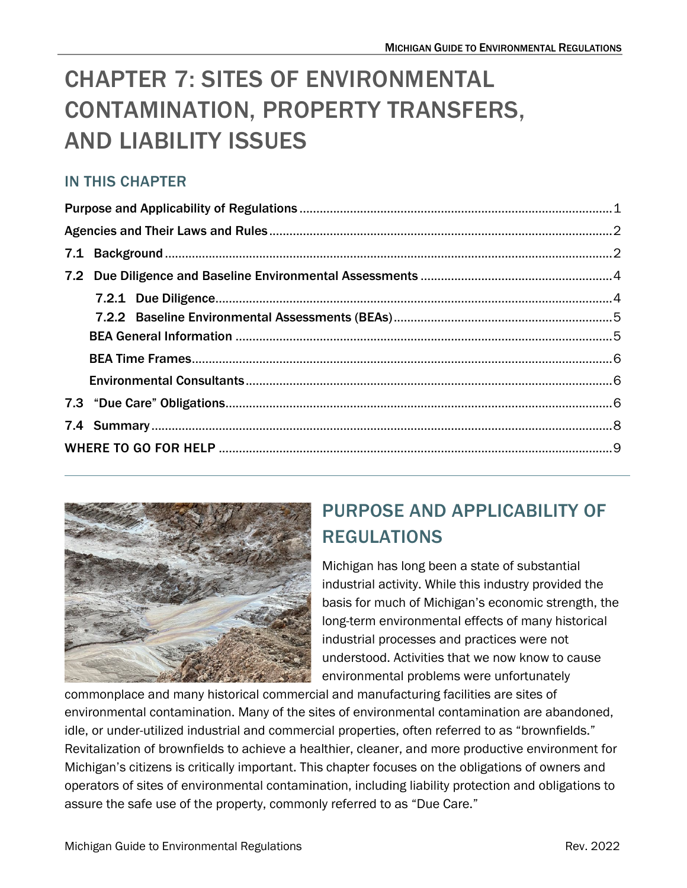# CHAPTER 7: SITES OF ENVIRONMENTAL CONTAMINATION, PROPERTY TRANSFERS, AND LIABILITY ISSUES

## IN THIS CHAPTER

- Purpose and Applicability of Regulations ........ 1
- Agencies and Their Laws and Rules ........ 2
- 7.1 Background ........ 2
- 7.2 Due Diligence and Baseline Environmental Assessments ........ 4
  - 7.2.1 Due Diligence ........ 4
  - 7.2.2 Baseline Environmental Assessments (BEAs) ........ 5
  - BEA General Information ........ 5
  - BEA Time Frames ........ 6
  - Environmental Consultants ........ 6
- 7.3 "Due Care" Obligations ........ 6
- 7.4 Summary ........ 8
- WHERE TO GO FOR HELP ........ 9

## PURPOSE AND APPLICABILITY OF REGULATIONS

Michigan has long been a state of substantial industrial activity. While this industry provided the basis for much of Michigan's economic strength, the long-term environmental effects of many historical industrial processes and practices were not understood. Activities that we now know to cause environmental problems were unfortunately commonplace and many historical commercial and manufacturing facilities are sites of environmental contamination. Many of the sites of environmental contamination are abandoned, idle, or under-utilized industrial and commercial properties, often referred to as "brownfields." Revitalization of brownfields to achieve a healthier, cleaner, and more productive environment for Michigan's citizens is critically important. This chapter focuses on the obligations of owners and operators of sites of environmental contamination, including liability protection and obligations to assure the safe use of the property, commonly referred to as "Due Care."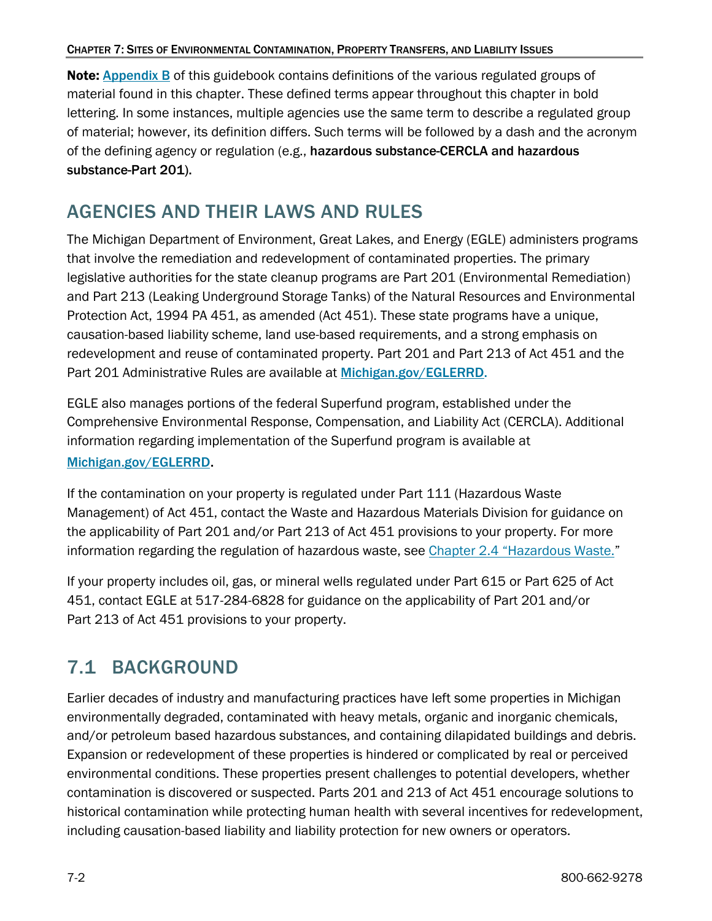**Note:** Appendix B of this guidebook contains definitions of the various regulated groups of material found in this chapter. These defined terms appear throughout this chapter in bold lettering. In some instances, multiple agencies use the same term to describe a regulated group of material; however, its definition differs. Such terms will be followed by a dash and the acronym of the defining agency or regulation (e.g., **hazardous substance-CERCLA and hazardous substance-Part 201**).

## AGENCIES AND THEIR LAWS AND RULES

The Michigan Department of Environment, Great Lakes, and Energy (EGLE) administers programs that involve the remediation and redevelopment of contaminated properties. The primary legislative authorities for the state cleanup programs are Part 201 (Environmental Remediation) and Part 213 (Leaking Underground Storage Tanks) of the Natural Resources and Environmental Protection Act, 1994 PA 451, as amended (Act 451). These state programs have a unique, causation-based liability scheme, land use-based requirements, and a strong emphasis on redevelopment and reuse of contaminated property. Part 201 and Part 213 of Act 451 and the Part 201 Administrative Rules are available at Michigan.gov/EGLERRD.

EGLE also manages portions of the federal Superfund program, established under the Comprehensive Environmental Response, Compensation, and Liability Act (CERCLA). Additional information regarding implementation of the Superfund program is available at Michigan.gov/EGLERRD.

If the contamination on your property is regulated under Part 111 (Hazardous Waste Management) of Act 451, contact the Waste and Hazardous Materials Division for guidance on the applicability of Part 201 and/or Part 213 of Act 451 provisions to your property. For more information regarding the regulation of hazardous waste, see Chapter 2.4 "Hazardous Waste."

If your property includes oil, gas, or mineral wells regulated under Part 615 or Part 625 of Act 451, contact EGLE at 517-284-6828 for guidance on the applicability of Part 201 and/or Part 213 of Act 451 provisions to your property.

## 7.1 BACKGROUND

Earlier decades of industry and manufacturing practices have left some properties in Michigan environmentally degraded, contaminated with heavy metals, organic and inorganic chemicals, and/or petroleum based hazardous substances, and containing dilapidated buildings and debris. Expansion or redevelopment of these properties is hindered or complicated by real or perceived environmental conditions. These properties present challenges to potential developers, whether contamination is discovered or suspected. Parts 201 and 213 of Act 451 encourage solutions to historical contamination while protecting human health with several incentives for redevelopment, including causation-based liability and liability protection for new owners or operators.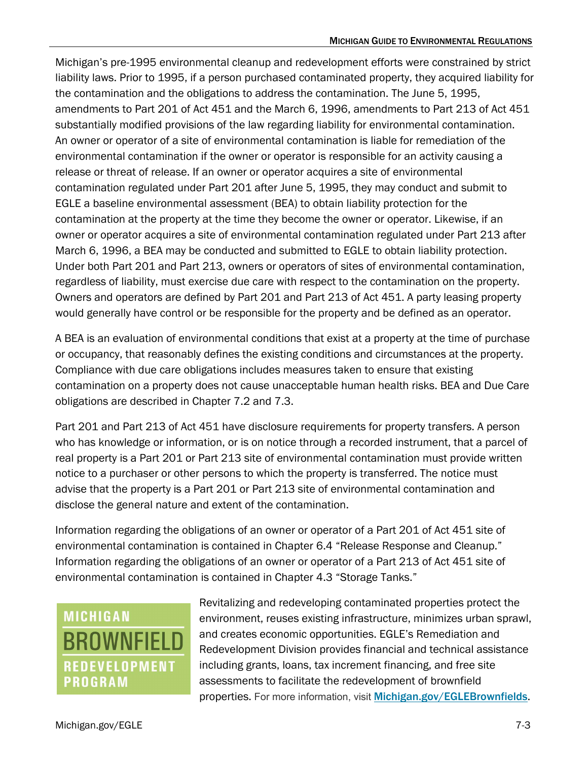Michigan's pre-1995 environmental cleanup and redevelopment efforts were constrained by strict liability laws. Prior to 1995, if a person purchased contaminated property, they acquired liability for the contamination and the obligations to address the contamination. The June 5, 1995, amendments to Part 201 of Act 451 and the March 6, 1996, amendments to Part 213 of Act 451 substantially modified provisions of the law regarding liability for environmental contamination. An owner or operator of a site of environmental contamination is liable for remediation of the environmental contamination if the owner or operator is responsible for an activity causing a release or threat of release. If an owner or operator acquires a site of environmental contamination regulated under Part 201 after June 5, 1995, they may conduct and submit to EGLE a baseline environmental assessment (BEA) to obtain liability protection for the contamination at the property at the time they become the owner or operator. Likewise, if an owner or operator acquires a site of environmental contamination regulated under Part 213 after March 6, 1996, a BEA may be conducted and submitted to EGLE to obtain liability protection. Under both Part 201 and Part 213, owners or operators of sites of environmental contamination, regardless of liability, must exercise due care with respect to the contamination on the property. Owners and operators are defined by Part 201 and Part 213 of Act 451. A party leasing property would generally have control or be responsible for the property and be defined as an operator.

A BEA is an evaluation of environmental conditions that exist at a property at the time of purchase or occupancy, that reasonably defines the existing conditions and circumstances at the property. Compliance with due care obligations includes measures taken to ensure that existing contamination on a property does not cause unacceptable human health risks. BEA and Due Care obligations are described in Chapter 7.2 and 7.3.

Part 201 and Part 213 of Act 451 have disclosure requirements for property transfers. A person who has knowledge or information, or is on notice through a recorded instrument, that a parcel of real property is a Part 201 or Part 213 site of environmental contamination must provide written notice to a purchaser or other persons to which the property is transferred. The notice must advise that the property is a Part 201 or Part 213 site of environmental contamination and disclose the general nature and extent of the contamination.

Information regarding the obligations of an owner or operator of a Part 201 of Act 451 site of environmental contamination is contained in Chapter 6.4 "Release Response and Cleanup." Information regarding the obligations of an owner or operator of a Part 213 of Act 451 site of environmental contamination is contained in Chapter 4.3 "Storage Tanks."

**MICHIGAN BROWNFIELD REDEVELOPMENT PROGRAM**

Revitalizing and redeveloping contaminated properties protect the environment, reuses existing infrastructure, minimizes urban sprawl, and creates economic opportunities. EGLE's Remediation and Redevelopment Division provides financial and technical assistance including grants, loans, tax increment financing, and free site assessments to facilitate the redevelopment of brownfield properties. For more information, visit [Michigan.gov/EGLEBrownfields](Michigan.gov/EGLEBrownfields).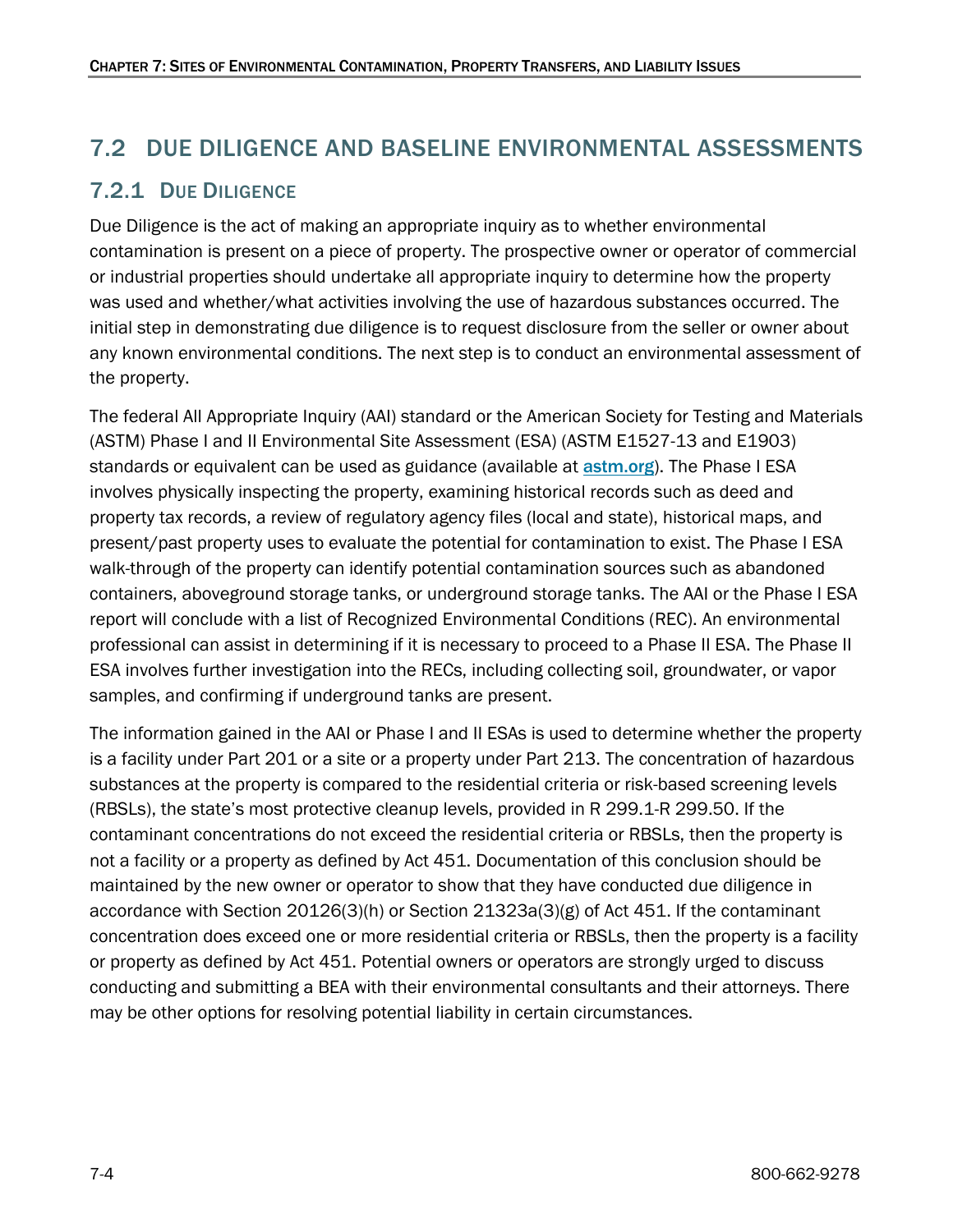## 7.2 DUE DILIGENCE AND BASELINE ENVIRONMENTAL ASSESSMENTS

### 7.2.1 DUE DILIGENCE

Due Diligence is the act of making an appropriate inquiry as to whether environmental contamination is present on a piece of property. The prospective owner or operator of commercial or industrial properties should undertake all appropriate inquiry to determine how the property was used and whether/what activities involving the use of hazardous substances occurred. The initial step in demonstrating due diligence is to request disclosure from the seller or owner about any known environmental conditions. The next step is to conduct an environmental assessment of the property.

The federal All Appropriate Inquiry (AAI) standard or the American Society for Testing and Materials (ASTM) Phase I and II Environmental Site Assessment (ESA) (ASTM E1527-13 and E1903) standards or equivalent can be used as guidance (available at [astm.org](astm.org)). The Phase I ESA involves physically inspecting the property, examining historical records such as deed and property tax records, a review of regulatory agency files (local and state), historical maps, and present/past property uses to evaluate the potential for contamination to exist. The Phase I ESA walk-through of the property can identify potential contamination sources such as abandoned containers, aboveground storage tanks, or underground storage tanks. The AAI or the Phase I ESA report will conclude with a list of Recognized Environmental Conditions (REC). An environmental professional can assist in determining if it is necessary to proceed to a Phase II ESA. The Phase II ESA involves further investigation into the RECs, including collecting soil, groundwater, or vapor samples, and confirming if underground tanks are present.

The information gained in the AAI or Phase I and II ESAs is used to determine whether the property is a facility under Part 201 or a site or a property under Part 213. The concentration of hazardous substances at the property is compared to the residential criteria or risk-based screening levels (RBSLs), the state's most protective cleanup levels, provided in R 299.1-R 299.50. If the contaminant concentrations do not exceed the residential criteria or RBSLs, then the property is not a facility or a property as defined by Act 451. Documentation of this conclusion should be maintained by the new owner or operator to show that they have conducted due diligence in accordance with Section 20126(3)(h) or Section 21323a(3)(g) of Act 451. If the contaminant concentration does exceed one or more residential criteria or RBSLs, then the property is a facility or property as defined by Act 451. Potential owners or operators are strongly urged to discuss conducting and submitting a BEA with their environmental consultants and their attorneys. There may be other options for resolving potential liability in certain circumstances.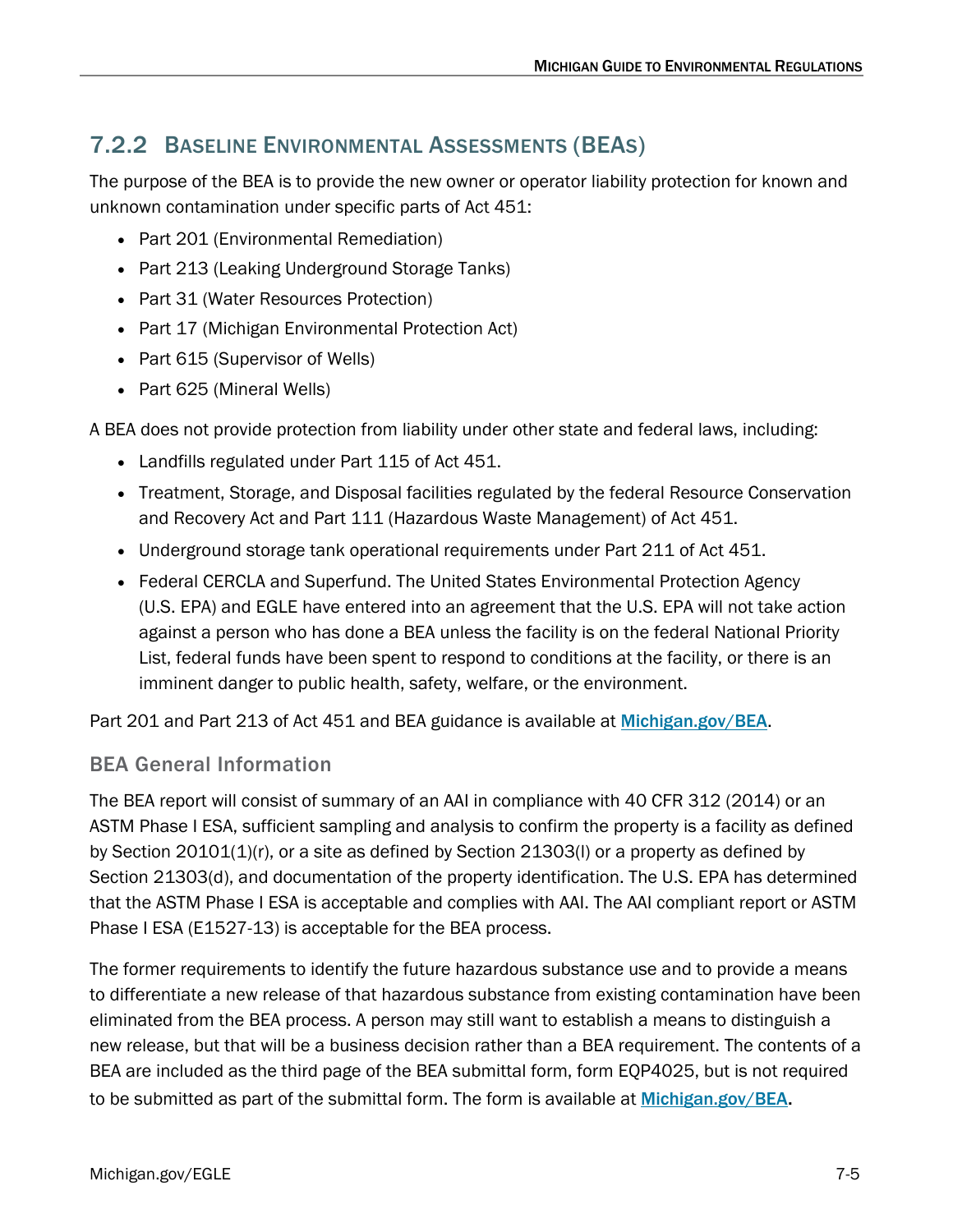## 7.2.2 Baseline Environmental Assessments (BEAs)

The purpose of the BEA is to provide the new owner or operator liability protection for known and unknown contamination under specific parts of Act 451:

- Part 201 (Environmental Remediation)
- Part 213 (Leaking Underground Storage Tanks)
- Part 31 (Water Resources Protection)
- Part 17 (Michigan Environmental Protection Act)
- Part 615 (Supervisor of Wells)
- Part 625 (Mineral Wells)

A BEA does not provide protection from liability under other state and federal laws, including:

- Landfills regulated under Part 115 of Act 451.
- Treatment, Storage, and Disposal facilities regulated by the federal Resource Conservation and Recovery Act and Part 111 (Hazardous Waste Management) of Act 451.
- Underground storage tank operational requirements under Part 211 of Act 451.
- Federal CERCLA and Superfund. The United States Environmental Protection Agency (U.S. EPA) and EGLE have entered into an agreement that the U.S. EPA will not take action against a person who has done a BEA unless the facility is on the federal National Priority List, federal funds have been spent to respond to conditions at the facility, or there is an imminent danger to public health, safety, welfare, or the environment.

Part 201 and Part 213 of Act 451 and BEA guidance is available at [Michigan.gov/BEA](Michigan.gov/BEA).

### BEA General Information

The BEA report will consist of summary of an AAI in compliance with 40 CFR 312 (2014) or an ASTM Phase I ESA, sufficient sampling and analysis to confirm the property is a facility as defined by Section 20101(1)(r), or a site as defined by Section 21303(l) or a property as defined by Section 21303(d), and documentation of the property identification. The U.S. EPA has determined that the ASTM Phase I ESA is acceptable and complies with AAI. The AAI compliant report or ASTM Phase I ESA (E1527-13) is acceptable for the BEA process.

The former requirements to identify the future hazardous substance use and to provide a means to differentiate a new release of that hazardous substance from existing contamination have been eliminated from the BEA process. A person may still want to establish a means to distinguish a new release, but that will be a business decision rather than a BEA requirement. The contents of a BEA are included as the third page of the BEA submittal form, form EQP4025, but is not required to be submitted as part of the submittal form. The form is available at [Michigan.gov/BEA](Michigan.gov/BEA).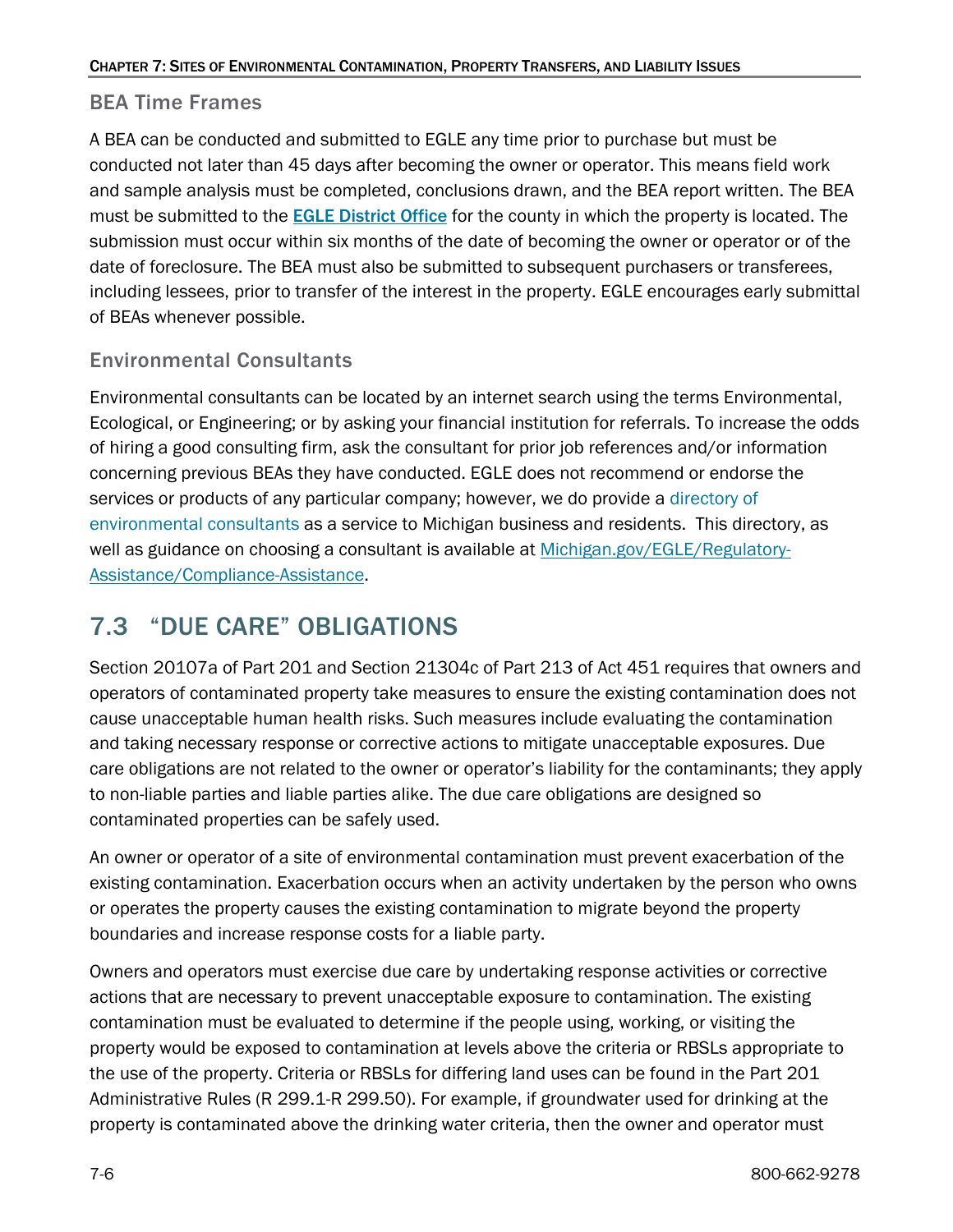### BEA Time Frames

A BEA can be conducted and submitted to EGLE any time prior to purchase but must be conducted not later than 45 days after becoming the owner or operator. This means field work and sample analysis must be completed, conclusions drawn, and the BEA report written. The BEA must be submitted to the **EGLE District Office** for the county in which the property is located. The submission must occur within six months of the date of becoming the owner or operator or of the date of foreclosure. The BEA must also be submitted to subsequent purchasers or transferees, including lessees, prior to transfer of the interest in the property. EGLE encourages early submittal of BEAs whenever possible.

### Environmental Consultants

Environmental consultants can be located by an internet search using the terms Environmental, Ecological, or Engineering; or by asking your financial institution for referrals. To increase the odds of hiring a good consulting firm, ask the consultant for prior job references and/or information concerning previous BEAs they have conducted. EGLE does not recommend or endorse the services or products of any particular company; however, we do provide a directory of environmental consultants as a service to Michigan business and residents. This directory, as well as guidance on choosing a consultant is available at Michigan.gov/EGLE/Regulatory-Assistance/Compliance-Assistance.

## 7.3 "DUE CARE" OBLIGATIONS

Section 20107a of Part 201 and Section 21304c of Part 213 of Act 451 requires that owners and operators of contaminated property take measures to ensure the existing contamination does not cause unacceptable human health risks. Such measures include evaluating the contamination and taking necessary response or corrective actions to mitigate unacceptable exposures. Due care obligations are not related to the owner or operator's liability for the contaminants; they apply to non-liable parties and liable parties alike. The due care obligations are designed so contaminated properties can be safely used.

An owner or operator of a site of environmental contamination must prevent exacerbation of the existing contamination. Exacerbation occurs when an activity undertaken by the person who owns or operates the property causes the existing contamination to migrate beyond the property boundaries and increase response costs for a liable party.

Owners and operators must exercise due care by undertaking response activities or corrective actions that are necessary to prevent unacceptable exposure to contamination. The existing contamination must be evaluated to determine if the people using, working, or visiting the property would be exposed to contamination at levels above the criteria or RBSLs appropriate to the use of the property. Criteria or RBSLs for differing land uses can be found in the Part 201 Administrative Rules (R 299.1-R 299.50). For example, if groundwater used for drinking at the property is contaminated above the drinking water criteria, then the owner and operator must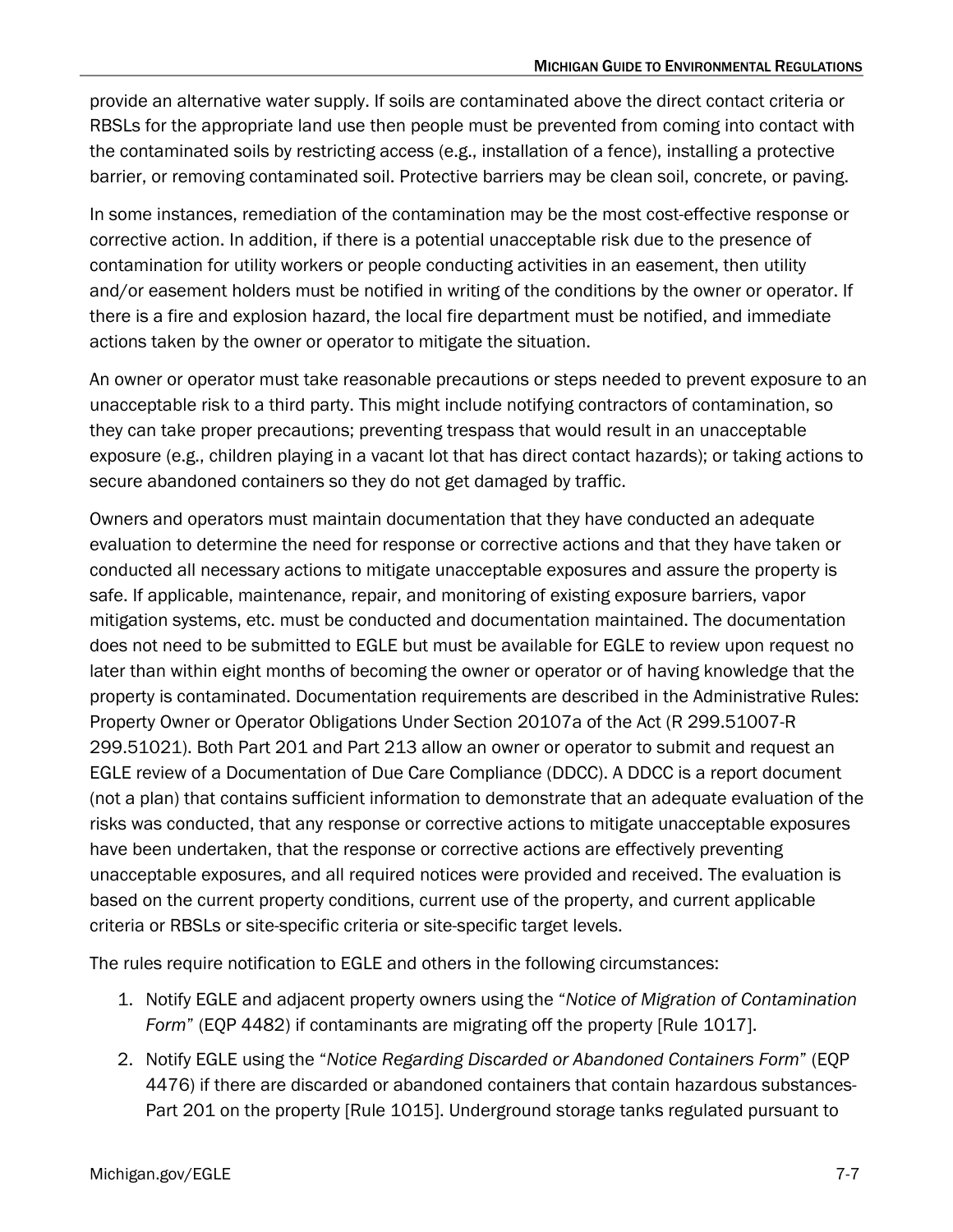provide an alternative water supply. If soils are contaminated above the direct contact criteria or RBSLs for the appropriate land use then people must be prevented from coming into contact with the contaminated soils by restricting access (e.g., installation of a fence), installing a protective barrier, or removing contaminated soil. Protective barriers may be clean soil, concrete, or paving.

In some instances, remediation of the contamination may be the most cost-effective response or corrective action. In addition, if there is a potential unacceptable risk due to the presence of contamination for utility workers or people conducting activities in an easement, then utility and/or easement holders must be notified in writing of the conditions by the owner or operator. If there is a fire and explosion hazard, the local fire department must be notified, and immediate actions taken by the owner or operator to mitigate the situation.

An owner or operator must take reasonable precautions or steps needed to prevent exposure to an unacceptable risk to a third party. This might include notifying contractors of contamination, so they can take proper precautions; preventing trespass that would result in an unacceptable exposure (e.g., children playing in a vacant lot that has direct contact hazards); or taking actions to secure abandoned containers so they do not get damaged by traffic.

Owners and operators must maintain documentation that they have conducted an adequate evaluation to determine the need for response or corrective actions and that they have taken or conducted all necessary actions to mitigate unacceptable exposures and assure the property is safe. If applicable, maintenance, repair, and monitoring of existing exposure barriers, vapor mitigation systems, etc. must be conducted and documentation maintained. The documentation does not need to be submitted to EGLE but must be available for EGLE to review upon request no later than within eight months of becoming the owner or operator or of having knowledge that the property is contaminated. Documentation requirements are described in the Administrative Rules: Property Owner or Operator Obligations Under Section 20107a of the Act (R 299.51007-R 299.51021). Both Part 201 and Part 213 allow an owner or operator to submit and request an EGLE review of a Documentation of Due Care Compliance (DDCC). A DDCC is a report document (not a plan) that contains sufficient information to demonstrate that an adequate evaluation of the risks was conducted, that any response or corrective actions to mitigate unacceptable exposures have been undertaken, that the response or corrective actions are effectively preventing unacceptable exposures, and all required notices were provided and received. The evaluation is based on the current property conditions, current use of the property, and current applicable criteria or RBSLs or site-specific criteria or site-specific target levels.

The rules require notification to EGLE and others in the following circumstances:

1. Notify EGLE and adjacent property owners using the "*Notice of Migration of Contamination Form*" (EQP 4482) if contaminants are migrating off the property [Rule 1017].
2. Notify EGLE using the "*Notice Regarding Discarded or Abandoned Containers Form*" (EQP 4476) if there are discarded or abandoned containers that contain hazardous substances-Part 201 on the property [Rule 1015]. Underground storage tanks regulated pursuant to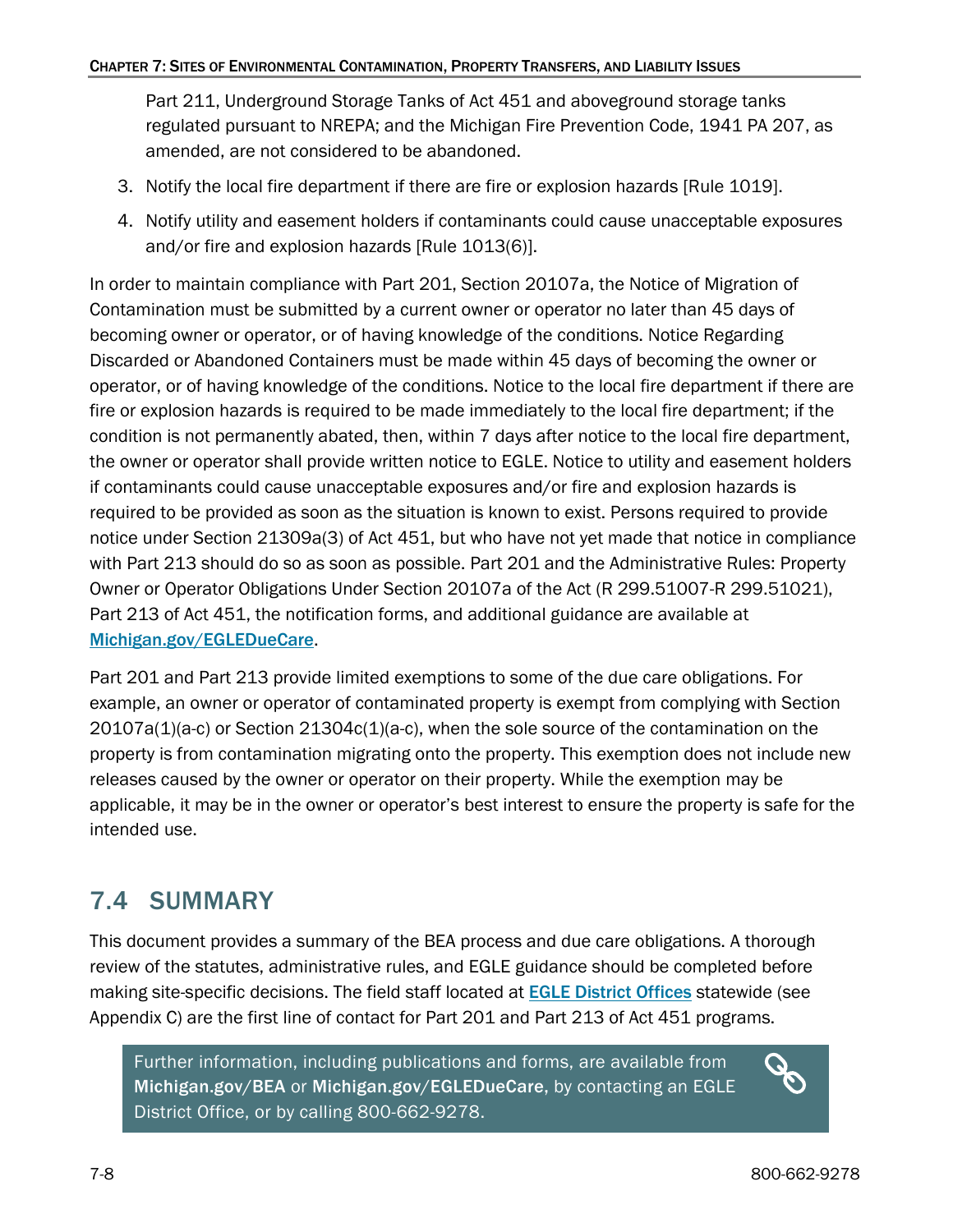Part 211, Underground Storage Tanks of Act 451 and aboveground storage tanks regulated pursuant to NREPA; and the Michigan Fire Prevention Code, 1941 PA 207, as amended, are not considered to be abandoned.

3. Notify the local fire department if there are fire or explosion hazards [Rule 1019].
4. Notify utility and easement holders if contaminants could cause unacceptable exposures and/or fire and explosion hazards [Rule 1013(6)].

In order to maintain compliance with Part 201, Section 20107a, the Notice of Migration of Contamination must be submitted by a current owner or operator no later than 45 days of becoming owner or operator, or of having knowledge of the conditions. Notice Regarding Discarded or Abandoned Containers must be made within 45 days of becoming the owner or operator, or of having knowledge of the conditions. Notice to the local fire department if there are fire or explosion hazards is required to be made immediately to the local fire department; if the condition is not permanently abated, then, within 7 days after notice to the local fire department, the owner or operator shall provide written notice to EGLE. Notice to utility and easement holders if contaminants could cause unacceptable exposures and/or fire and explosion hazards is required to be provided as soon as the situation is known to exist. Persons required to provide notice under Section 21309a(3) of Act 451, but who have not yet made that notice in compliance with Part 213 should do so as soon as possible. Part 201 and the Administrative Rules: Property Owner or Operator Obligations Under Section 20107a of the Act (R 299.51007-R 299.51021), Part 213 of Act 451, the notification forms, and additional guidance are available at [Michigan.gov/EGLEDueCare](Michigan.gov/EGLEDueCare).

Part 201 and Part 213 provide limited exemptions to some of the due care obligations. For example, an owner or operator of contaminated property is exempt from complying with Section 20107a(1)(a-c) or Section 21304c(1)(a-c), when the sole source of the contamination on the property is from contamination migrating onto the property. This exemption does not include new releases caused by the owner or operator on their property. While the exemption may be applicable, it may be in the owner or operator's best interest to ensure the property is safe for the intended use.

## 7.4 SUMMARY

This document provides a summary of the BEA process and due care obligations. A thorough review of the statutes, administrative rules, and EGLE guidance should be completed before making site-specific decisions. The field staff located at EGLE District Offices statewide (see Appendix C) are the first line of contact for Part 201 and Part 213 of Act 451 programs.

> Further information, including publications and forms, are available from **Michigan.gov/BEA** or **Michigan.gov/EGLEDueCare**, by contacting an EGLE District Office, or by calling 800-662-9278.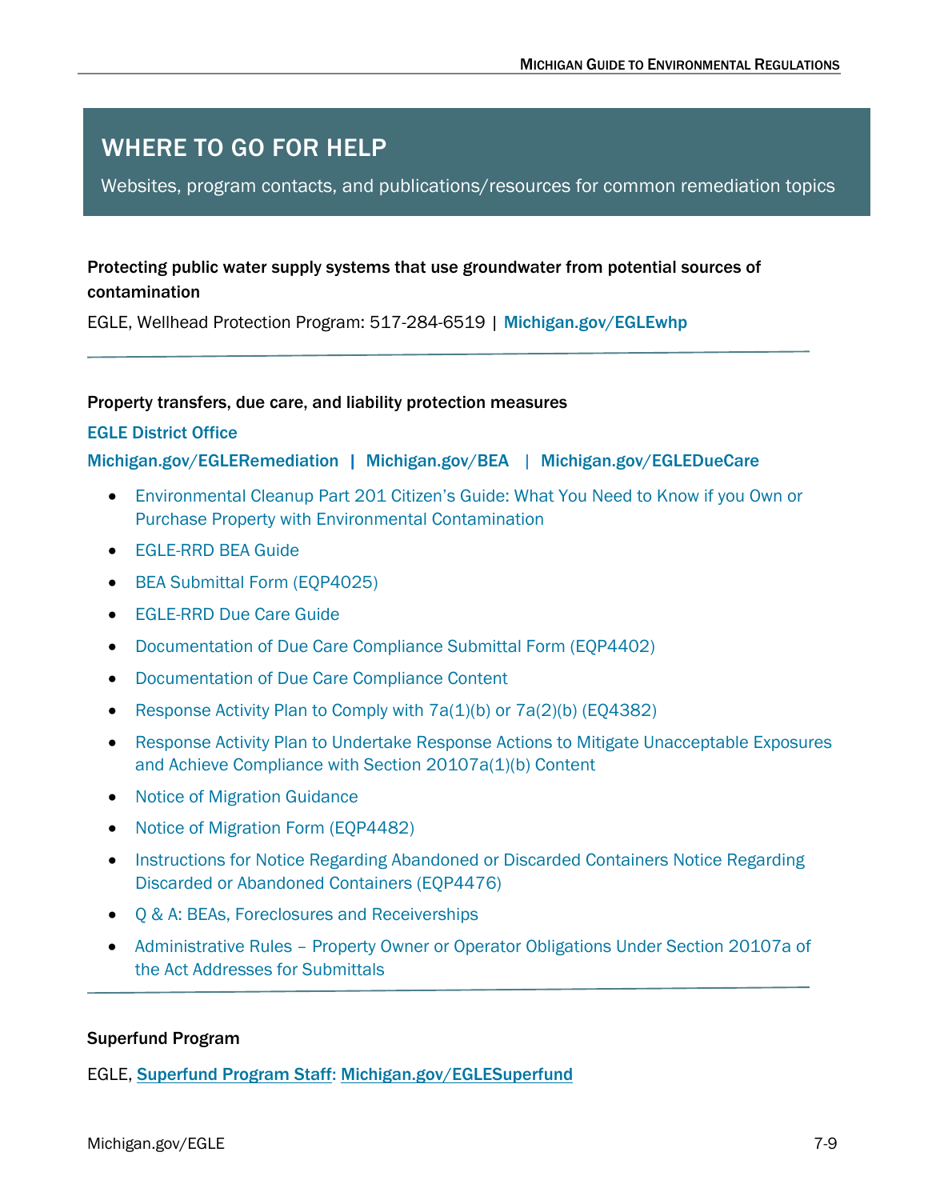## WHERE TO GO FOR HELP

Websites, program contacts, and publications/resources for common remediation topics

**Protecting public water supply systems that use groundwater from potential sources of contamination**

EGLE, Wellhead Protection Program: 517-284-6519 | **Michigan.gov/EGLEwhp**

---

**Property transfers, due care, and liability protection measures**

**EGLE District Office**

**Michigan.gov/EGLERemediation | Michigan.gov/BEA | Michigan.gov/EGLEDueCare**

- Environmental Cleanup Part 201 Citizen's Guide: What You Need to Know if you Own or Purchase Property with Environmental Contamination
- EGLE-RRD BEA Guide
- BEA Submittal Form (EQP4025)
- EGLE-RRD Due Care Guide
- Documentation of Due Care Compliance Submittal Form (EQP4402)
- Documentation of Due Care Compliance Content
- Response Activity Plan to Comply with 7a(1)(b) or 7a(2)(b) (EQ4382)
- Response Activity Plan to Undertake Response Actions to Mitigate Unacceptable Exposures and Achieve Compliance with Section 20107a(1)(b) Content
- Notice of Migration Guidance
- Notice of Migration Form (EQP4482)
- Instructions for Notice Regarding Abandoned or Discarded Containers Notice Regarding Discarded or Abandoned Containers (EQP4476)
- Q & A: BEAs, Foreclosures and Receiverships
- Administrative Rules – Property Owner or Operator Obligations Under Section 20107a of the Act Addresses for Submittals

---

**Superfund Program**

EGLE, **Superfund Program Staff**: **Michigan.gov/EGLESuperfund**